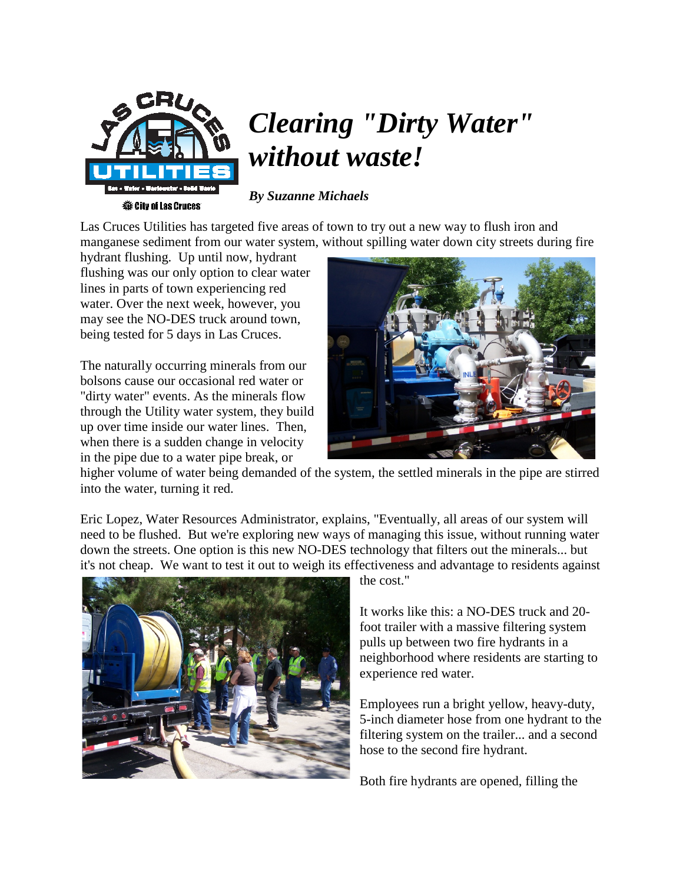# *Clearing "Dirty Water" without waste!*

***By Suzanne Michaels***

Las Cruces Utilities has targeted five areas of town to try out a new way to flush iron and manganese sediment from our water system, without spilling water down city streets during fire hydrant flushing. Up until now, hydrant flushing was our only option to clear water lines in parts of town experiencing red water. Over the next week, however, you may see the NO-DES truck around town, being tested for 5 days in Las Cruces.

The naturally occurring minerals from our bolsons cause our occasional red water or "dirty water" events. As the minerals flow through the Utility water system, they build up over time inside our water lines. Then, when there is a sudden change in velocity in the pipe due to a water pipe break, or higher volume of water being demanded of the system, the settled minerals in the pipe are stirred into the water, turning it red.

Eric Lopez, Water Resources Administrator, explains, "Eventually, all areas of our system will need to be flushed. But we're exploring new ways of managing this issue, without running water down the streets. One option is this new NO-DES technology that filters out the minerals... but it's not cheap. We want to test it out to weigh its effectiveness and advantage to residents against the cost."

It works like this: a NO-DES truck and 20-foot trailer with a massive filtering system pulls up between two fire hydrants in a neighborhood where residents are starting to experience red water.

Employees run a bright yellow, heavy-duty, 5-inch diameter hose from one hydrant to the filtering system on the trailer... and a second hose to the second fire hydrant.

Both fire hydrants are opened, filling the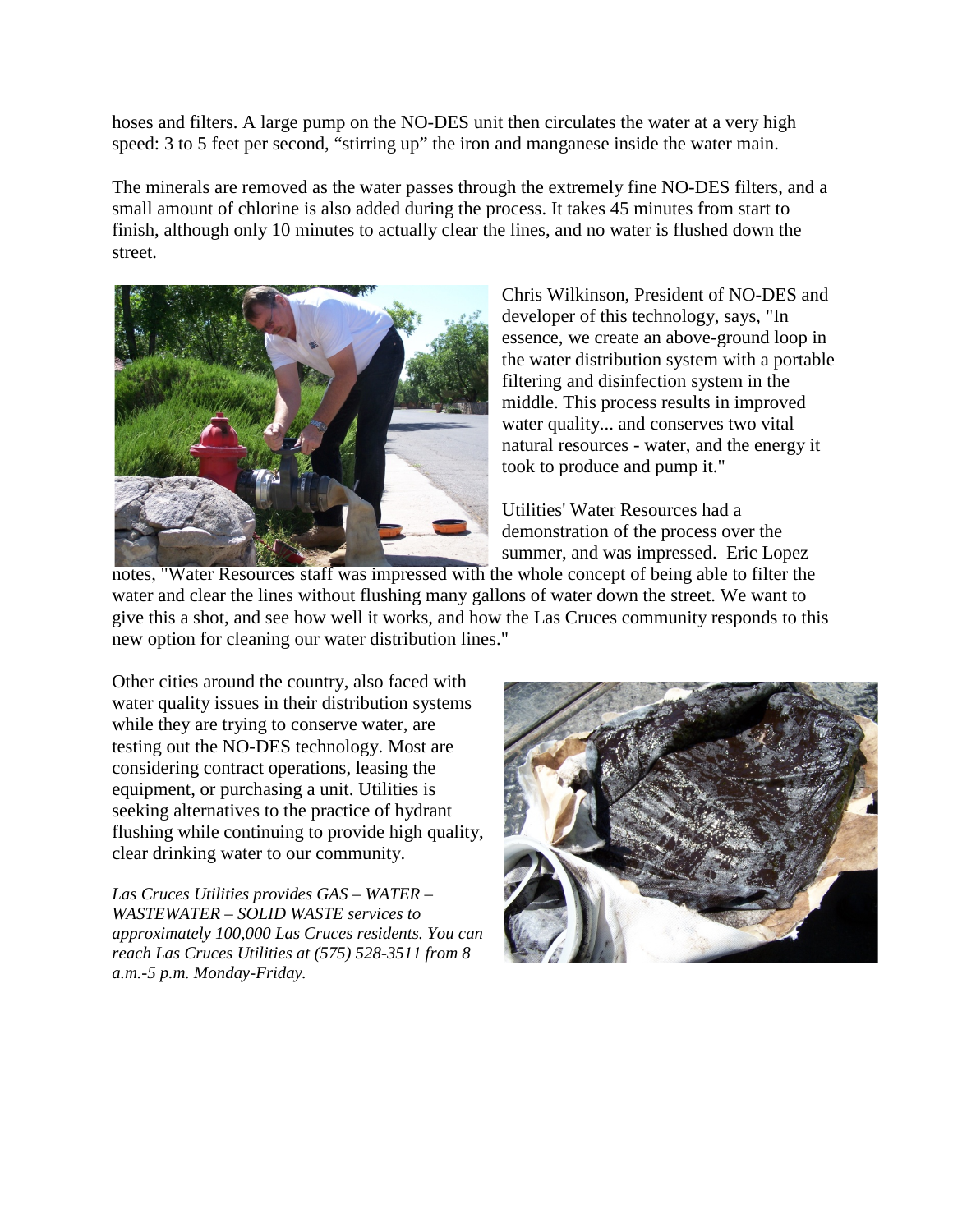hoses and filters. A large pump on the NO-DES unit then circulates the water at a very high speed: 3 to 5 feet per second, “stirring up” the iron and manganese inside the water main.

The minerals are removed as the water passes through the extremely fine NO-DES filters, and a small amount of chlorine is also added during the process. It takes 45 minutes from start to finish, although only 10 minutes to actually clear the lines, and no water is flushed down the street.

Chris Wilkinson, President of NO-DES and developer of this technology, says, "In essence, we create an above-ground loop in the water distribution system with a portable filtering and disinfection system in the middle. This process results in improved water quality... and conserves two vital natural resources - water, and the energy it took to produce and pump it."

Utilities' Water Resources had a demonstration of the process over the summer, and was impressed. Eric Lopez notes, "Water Resources staff was impressed with the whole concept of being able to filter the water and clear the lines without flushing many gallons of water down the street. We want to give this a shot, and see how well it works, and how the Las Cruces community responds to this new option for cleaning our water distribution lines."

Other cities around the country, also faced with water quality issues in their distribution systems while they are trying to conserve water, are testing out the NO-DES technology. Most are considering contract operations, leasing the equipment, or purchasing a unit. Utilities is seeking alternatives to the practice of hydrant flushing while continuing to provide high quality, clear drinking water to our community.

*Las Cruces Utilities provides GAS – WATER – WASTEWATER – SOLID WASTE services to approximately 100,000 Las Cruces residents. You can reach Las Cruces Utilities at (575) 528-3511 from 8 a.m.-5 p.m. Monday-Friday.*